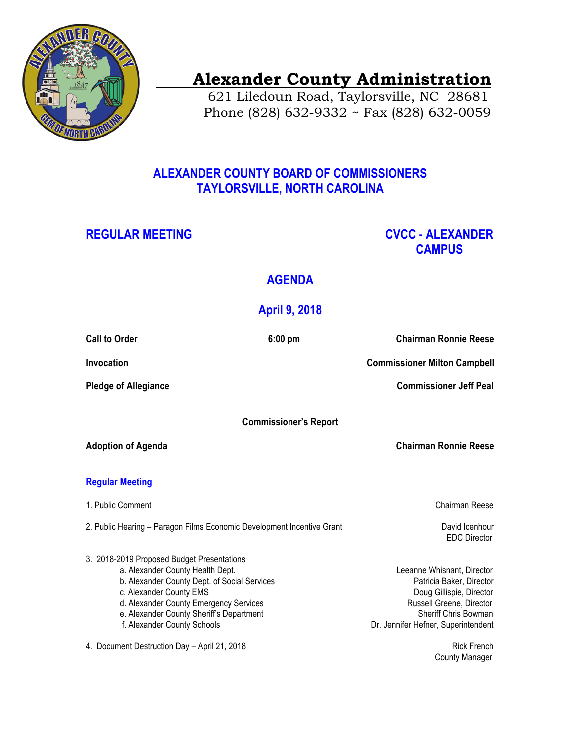# Alexander County Administration

621 Liledoun Road, Taylorsville, NC 28681
Phone (828) 632-9332 ~ Fax (828) 632-0059

## ALEXANDER COUNTY BOARD OF COMMISSIONERS
## TAYLORSVILLE, NORTH CAROLINA

**REGULAR MEETING** — **CVCC - ALEXANDER CAMPUS**

## AGENDA

## April 9, 2018

| | | |
|---|---|---|
| **Call to Order** | **6:00 pm** | **Chairman Ronnie Reese** |
| **Invocation** | | **Commissioner Milton Campbell** |
| **Pledge of Allegiance** | | **Commissioner Jeff Peal** |

**Commissioner's Report**

| | |
|---|---|
| **Adoption of Agenda** | **Chairman Ronnie Reese** |

### Regular Meeting

| | |
|---|---|
| 1. Public Comment | Chairman Reese |
| 2. Public Hearing – Paragon Films Economic Development Incentive Grant | David Icenhour, EDC Director |
| 3. 2018-2019 Proposed Budget Presentations | |
| a. Alexander County Health Dept. | Leeanne Whisnant, Director |
| b. Alexander County Dept. of Social Services | Patricia Baker, Director |
| c. Alexander County EMS | Doug Gillispie, Director |
| d. Alexander County Emergency Services | Russell Greene, Director |
| e. Alexander County Sheriff's Department | Sheriff Chris Bowman |
| f. Alexander County Schools | Dr. Jennifer Hefner, Superintendent |
| 4. Document Destruction Day – April 21, 2018 | Rick French, County Manager |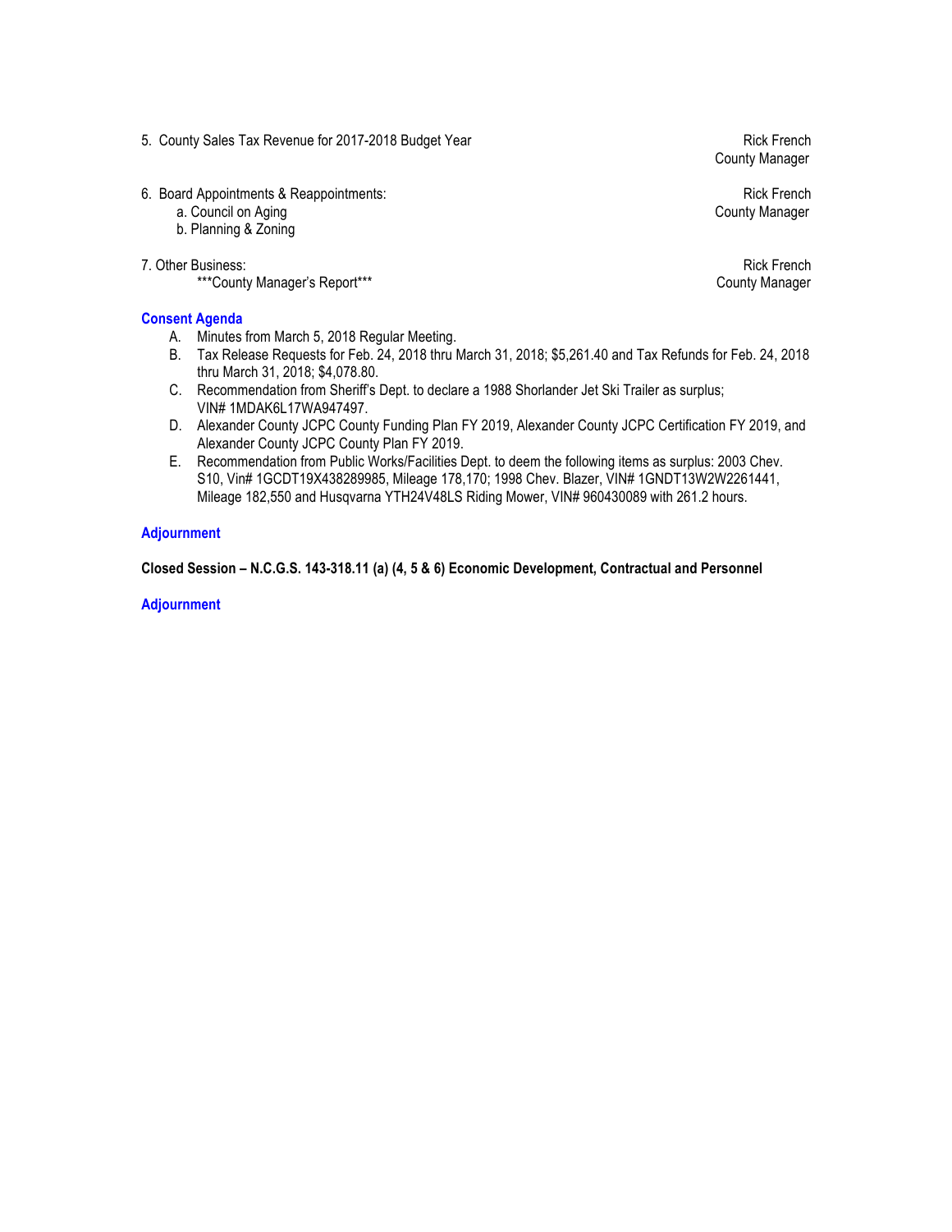5. County Sales Tax Revenue for 2017-2018 Budget Year — Rick French, County Manager

6. Board Appointments & Reappointments: — Rick French, County Manager
   - a. Council on Aging
   - b. Planning & Zoning

7. Other Business: — Rick French, County Manager
   - ***County Manager's Report***

## Consent Agenda

A. Minutes from March 5, 2018 Regular Meeting.

B. Tax Release Requests for Feb. 24, 2018 thru March 31, 2018; $5,261.40 and Tax Refunds for Feb. 24, 2018 thru March 31, 2018; $4,078.80.

C. Recommendation from Sheriff's Dept. to declare a 1988 Shorlander Jet Ski Trailer as surplus; VIN# 1MDAK6L17WA947497.

D. Alexander County JCPC County Funding Plan FY 2019, Alexander County JCPC Certification FY 2019, and Alexander County JCPC County Plan FY 2019.

E. Recommendation from Public Works/Facilities Dept. to deem the following items as surplus: 2003 Chev. S10, Vin# 1GCDT19X438289985, Mileage 178,170; 1998 Chev. Blazer, VIN# 1GNDT13W2W2261441, Mileage 182,550 and Husqvarna YTH24V48LS Riding Mower, VIN# 960430089 with 261.2 hours.

## Adjournment

**Closed Session – N.C.G.S. 143-318.11 (a) (4, 5 & 6) Economic Development, Contractual and Personnel**

## Adjournment